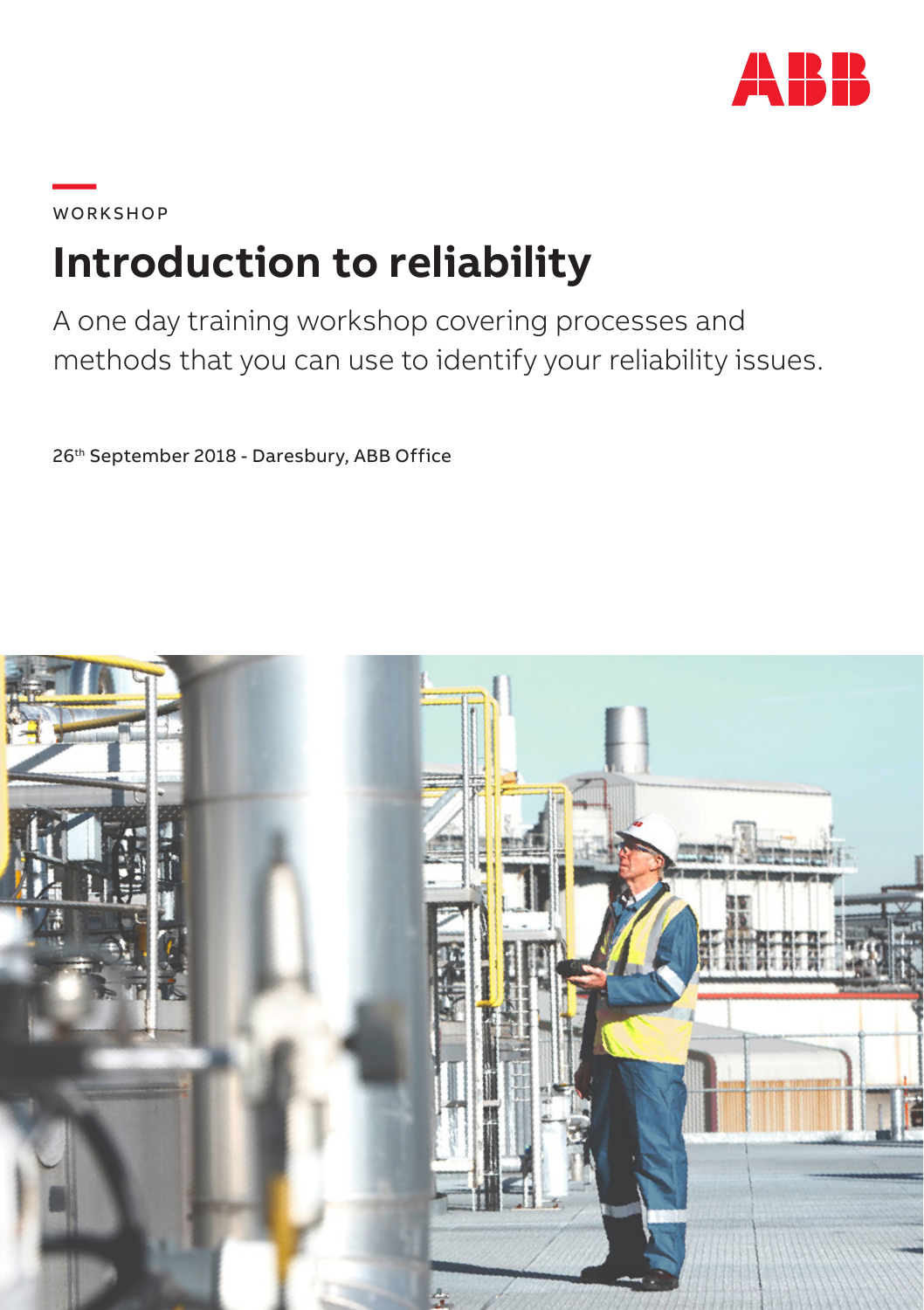WORKSHOP

# Introduction to reliability

A one day training workshop covering processes and methods that you can use to identify your reliability issues.

26th September 2018 - Daresbury, ABB Office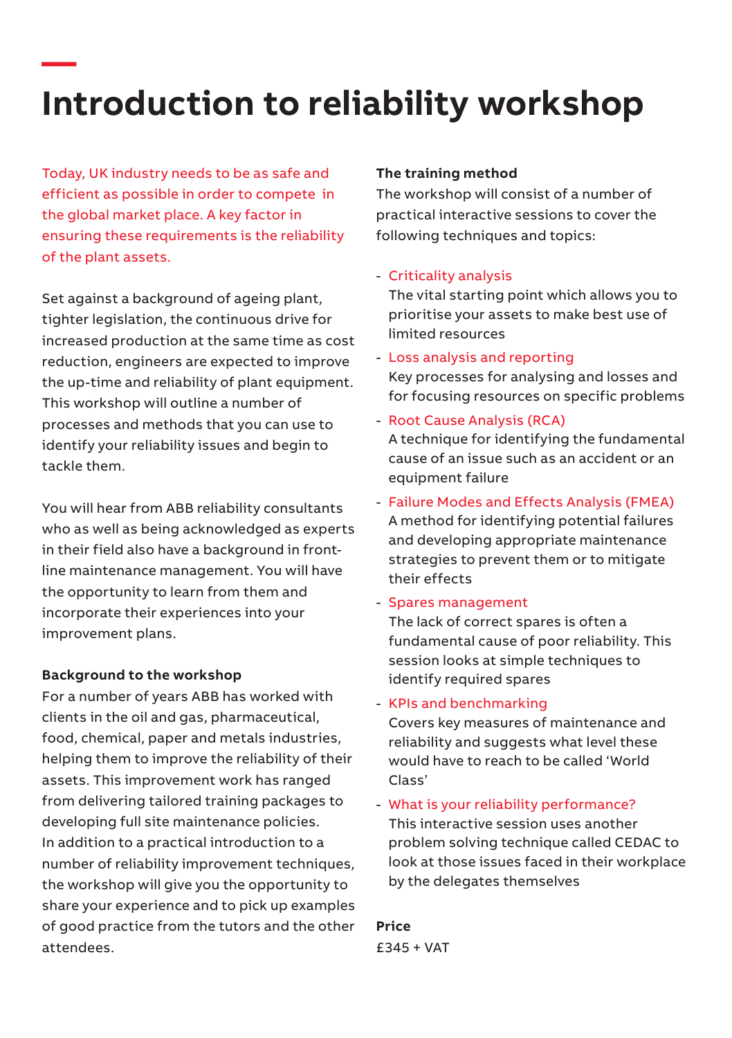# Introduction to reliability workshop

Today, UK industry needs to be as safe and efficient as possible in order to compete in the global market place. A key factor in ensuring these requirements is the reliability of the plant assets.

Set against a background of ageing plant, tighter legislation, the continuous drive for increased production at the same time as cost reduction, engineers are expected to improve the up-time and reliability of plant equipment. This workshop will outline a number of processes and methods that you can use to identify your reliability issues and begin to tackle them.

You will hear from ABB reliability consultants who as well as being acknowledged as experts in their field also have a background in front-line maintenance management. You will have the opportunity to learn from them and incorporate their experiences into your improvement plans.

**Background to the workshop**

For a number of years ABB has worked with clients in the oil and gas, pharmaceutical, food, chemical, paper and metals industries, helping them to improve the reliability of their assets. This improvement work has ranged from delivering tailored training packages to developing full site maintenance policies. In addition to a practical introduction to a number of reliability improvement techniques, the workshop will give you the opportunity to share your experience and to pick up examples of good practice from the tutors and the other attendees.

**The training method**

The workshop will consist of a number of practical interactive sessions to cover the following techniques and topics:

- Criticality analysis
  The vital starting point which allows you to prioritise your assets to make best use of limited resources
- Loss analysis and reporting
  Key processes for analysing and losses and for focusing resources on specific problems
- Root Cause Analysis (RCA)
  A technique for identifying the fundamental cause of an issue such as an accident or an equipment failure
- Failure Modes and Effects Analysis (FMEA)
  A method for identifying potential failures and developing appropriate maintenance strategies to prevent them or to mitigate their effects
- Spares management
  The lack of correct spares is often a fundamental cause of poor reliability. This session looks at simple techniques to identify required spares
- KPIs and benchmarking
  Covers key measures of maintenance and reliability and suggests what level these would have to reach to be called 'World Class'
- What is your reliability performance?
  This interactive session uses another problem solving technique called CEDAC to look at those issues faced in their workplace by the delegates themselves

**Price**

£345 + VAT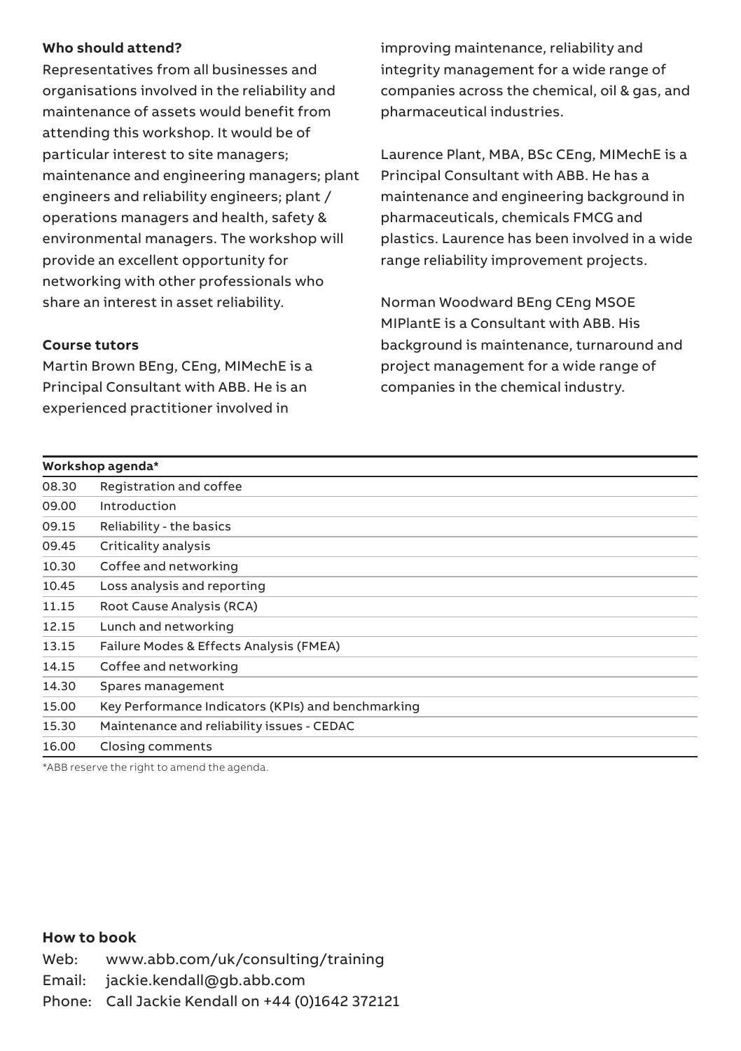**Who should attend?**

Representatives from all businesses and organisations involved in the reliability and maintenance of assets would benefit from attending this workshop. It would be of particular interest to site managers; maintenance and engineering managers; plant engineers and reliability engineers; plant / operations managers and health, safety & environmental managers. The workshop will provide an excellent opportunity for networking with other professionals who share an interest in asset reliability.

**Course tutors**

Martin Brown BEng, CEng, MIMechE is a Principal Consultant with ABB. He is an experienced practitioner involved in improving maintenance, reliability and integrity management for a wide range of companies across the chemical, oil & gas, and pharmaceutical industries.

Laurence Plant, MBA, BSc CEng, MIMechE is a Principal Consultant with ABB. He has a maintenance and engineering background in pharmaceuticals, chemicals FMCG and plastics. Laurence has been involved in a wide range reliability improvement projects.

Norman Woodward BEng CEng MSOE MIPlantE is a Consultant with ABB. His background is maintenance, turnaround and project management for a wide range of companies in the chemical industry.

| Workshop agenda* | |
|---|---|
| 08.30 | Registration and coffee |
| 09.00 | Introduction |
| 09.15 | Reliability - the basics |
| 09.45 | Criticality analysis |
| 10.30 | Coffee and networking |
| 10.45 | Loss analysis and reporting |
| 11.15 | Root Cause Analysis (RCA) |
| 12.15 | Lunch and networking |
| 13.15 | Failure Modes & Effects Analysis (FMEA) |
| 14.15 | Coffee and networking |
| 14.30 | Spares management |
| 15.00 | Key Performance Indicators (KPIs) and benchmarking |
| 15.30 | Maintenance and reliability issues - CEDAC |
| 16.00 | Closing comments |

*ABB reserve the right to amend the agenda.

**How to book**

Web: www.abb.com/uk/consulting/training
Email: jackie.kendall@gb.abb.com
Phone: Call Jackie Kendall on +44 (0)1642 372121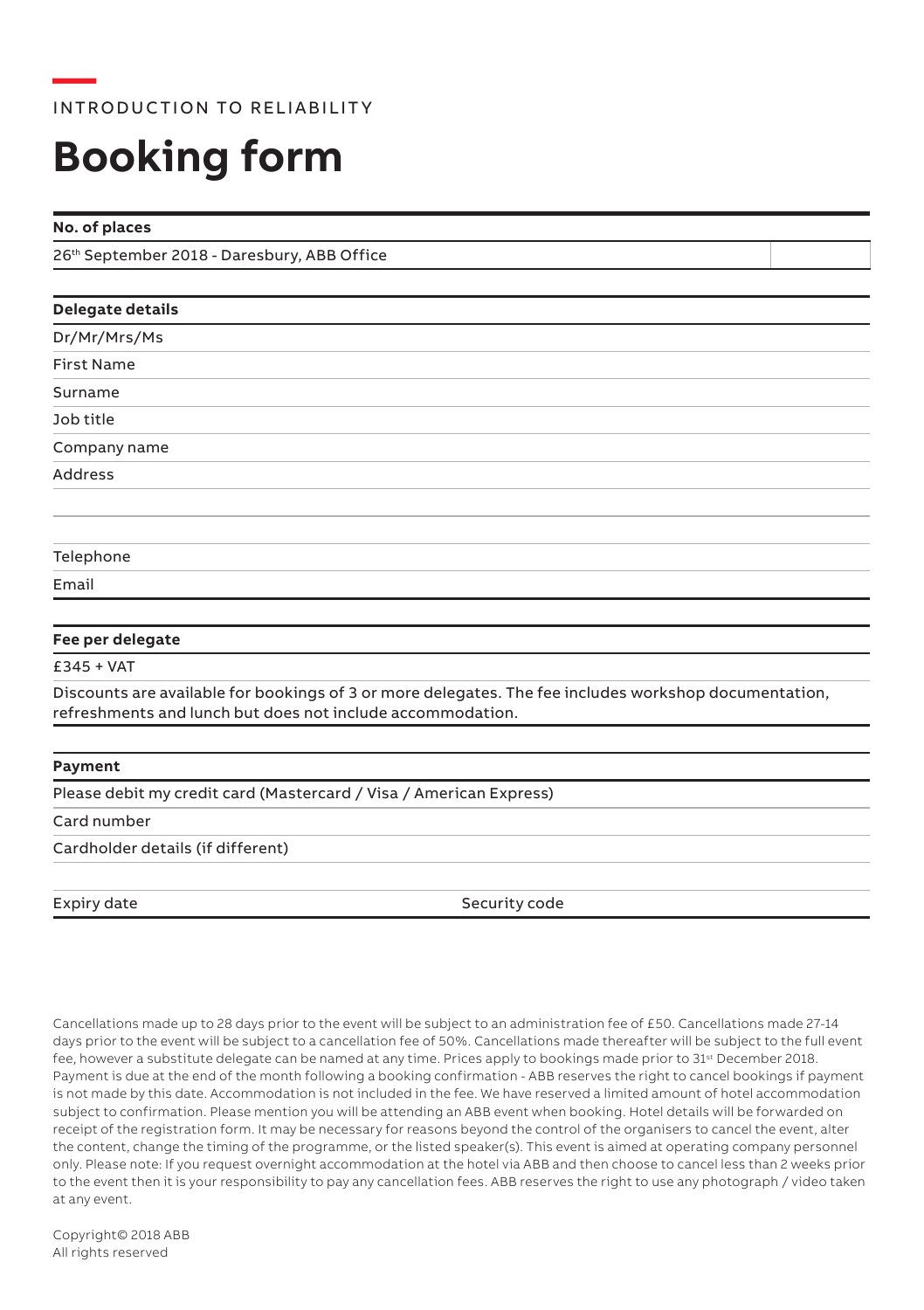INTRODUCTION TO RELIABILITY

# Booking form

**No. of places**

26th September 2018 - Daresbury, ABB Office

**Delegate details**

Dr/Mr/Mrs/Ms

First Name

Surname

Job title

Company name

Address

Telephone

Email

**Fee per delegate**

£345 + VAT

Discounts are available for bookings of 3 or more delegates. The fee includes workshop documentation, refreshments and lunch but does not include accommodation.

**Payment**

Please debit my credit card (Mastercard / Visa / American Express)

Card number

Cardholder details (if different)

Expiry date

Security code

Cancellations made up to 28 days prior to the event will be subject to an administration fee of £50. Cancellations made 27-14 days prior to the event will be subject to a cancellation fee of 50%. Cancellations made thereafter will be subject to the full event fee, however a substitute delegate can be named at any time. Prices apply to bookings made prior to 31st December 2018. Payment is due at the end of the month following a booking confirmation - ABB reserves the right to cancel bookings if payment is not made by this date. Accommodation is not included in the fee. We have reserved a limited amount of hotel accommodation subject to confirmation. Please mention you will be attending an ABB event when booking. Hotel details will be forwarded on receipt of the registration form. It may be necessary for reasons beyond the control of the organisers to cancel the event, alter the content, change the timing of the programme, or the listed speaker(s). This event is aimed at operating company personnel only. Please note: If you request overnight accommodation at the hotel via ABB and then choose to cancel less than 2 weeks prior to the event then it is your responsibility to pay any cancellation fees. ABB reserves the right to use any photograph / video taken at any event.

Copyright© 2018 ABB
All rights reserved